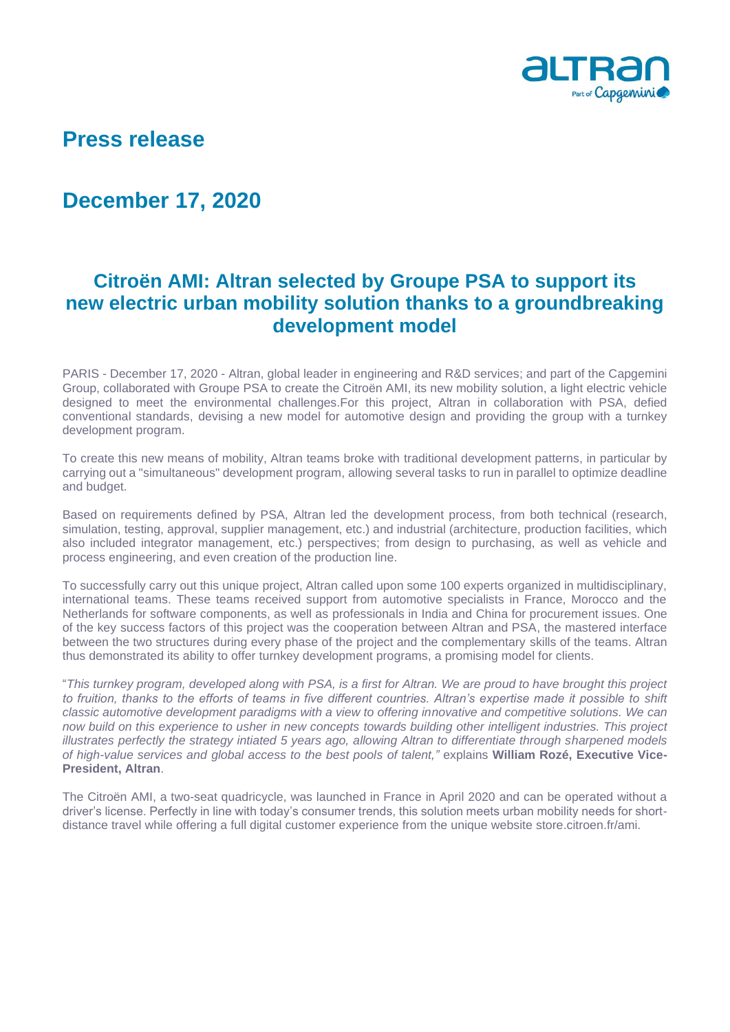# Press release

## December 17, 2020

## Citroën AMI: Altran selected by Groupe PSA to support its new electric urban mobility solution thanks to a groundbreaking development model

PARIS - December 17, 2020 - Altran, global leader in engineering and R&D services; and part of the Capgemini Group, collaborated with Groupe PSA to create the Citroën AMI, its new mobility solution, a light electric vehicle designed to meet the environmental challenges.For this project, Altran in collaboration with PSA, defied conventional standards, devising a new model for automotive design and providing the group with a turnkey development program.

To create this new means of mobility, Altran teams broke with traditional development patterns, in particular by carrying out a "simultaneous" development program, allowing several tasks to run in parallel to optimize deadline and budget.

Based on requirements defined by PSA, Altran led the development process, from both technical (research, simulation, testing, approval, supplier management, etc.) and industrial (architecture, production facilities, which also included integrator management, etc.) perspectives; from design to purchasing, as well as vehicle and process engineering, and even creation of the production line.

To successfully carry out this unique project, Altran called upon some 100 experts organized in multidisciplinary, international teams. These teams received support from automotive specialists in France, Morocco and the Netherlands for software components, as well as professionals in India and China for procurement issues. One of the key success factors of this project was the cooperation between Altran and PSA, the mastered interface between the two structures during every phase of the project and the complementary skills of the teams. Altran thus demonstrated its ability to offer turnkey development programs, a promising model for clients.

"*This turnkey program, developed along with PSA, is a first for Altran. We are proud to have brought this project to fruition, thanks to the efforts of teams in five different countries. Altran's expertise made it possible to shift classic automotive development paradigms with a view to offering innovative and competitive solutions. We can now build on this experience to usher in new concepts towards building other intelligent industries. This project illustrates perfectly the strategy intiated 5 years ago, allowing Altran to differentiate through sharpened models of high-value services and global access to the best pools of talent,"* explains **William Rozé, Executive Vice-President, Altran**.

The Citroën AMI, a two-seat quadricycle, was launched in France in April 2020 and can be operated without a driver's license. Perfectly in line with today's consumer trends, this solution meets urban mobility needs for short-distance travel while offering a full digital customer experience from the unique website store.citroen.fr/ami.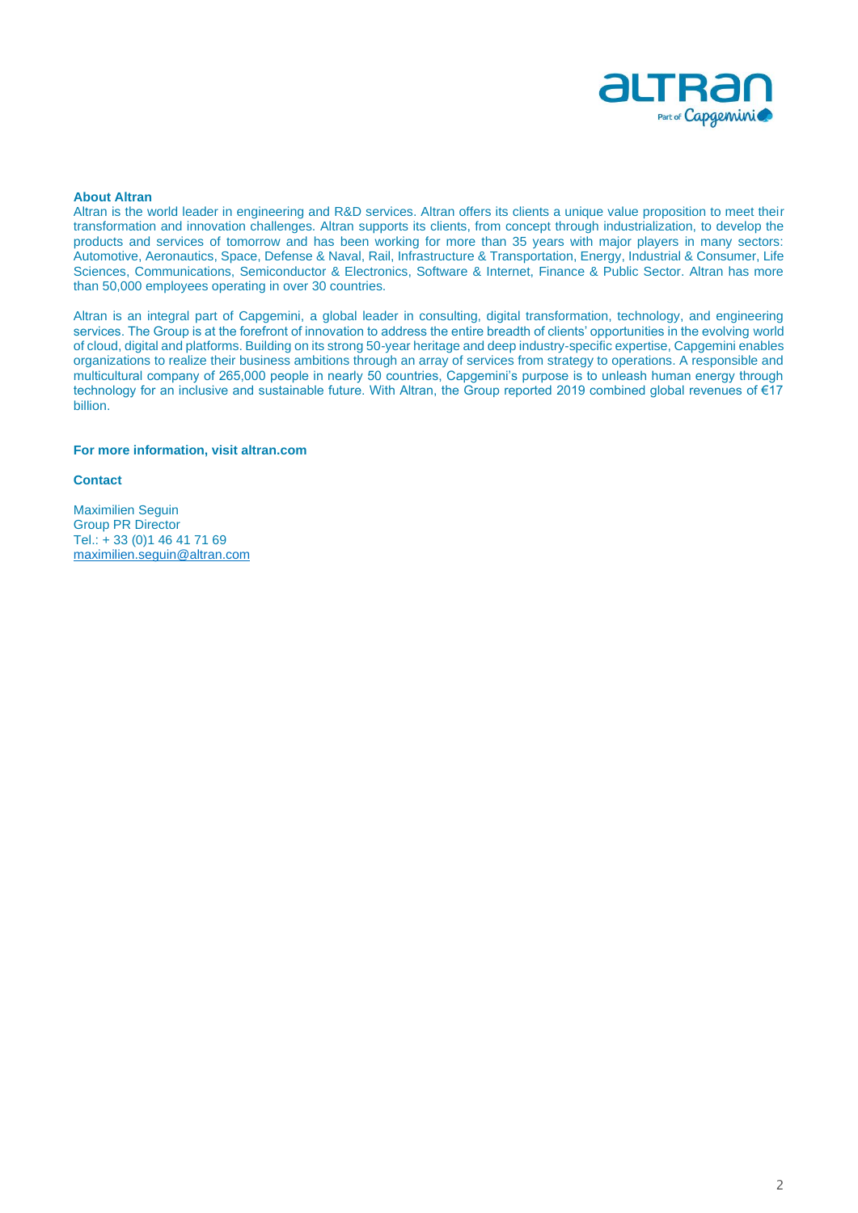**About Altran**

Altran is the world leader in engineering and R&D services. Altran offers its clients a unique value proposition to meet their transformation and innovation challenges. Altran supports its clients, from concept through industrialization, to develop the products and services of tomorrow and has been working for more than 35 years with major players in many sectors: Automotive, Aeronautics, Space, Defense & Naval, Rail, Infrastructure & Transportation, Energy, Industrial & Consumer, Life Sciences, Communications, Semiconductor & Electronics, Software & Internet, Finance & Public Sector. Altran has more than 50,000 employees operating in over 30 countries.

Altran is an integral part of Capgemini, a global leader in consulting, digital transformation, technology, and engineering services. The Group is at the forefront of innovation to address the entire breadth of clients' opportunities in the evolving world of cloud, digital and platforms. Building on its strong 50-year heritage and deep industry-specific expertise, Capgemini enables organizations to realize their business ambitions through an array of services from strategy to operations. A responsible and multicultural company of 265,000 people in nearly 50 countries, Capgemini's purpose is to unleash human energy through technology for an inclusive and sustainable future. With Altran, the Group reported 2019 combined global revenues of €17 billion.

**For more information, visit altran.com**

**Contact**

Maximilien Seguin
Group PR Director
Tel.: + 33 (0)1 46 41 71 69
maximilien.seguin@altran.com